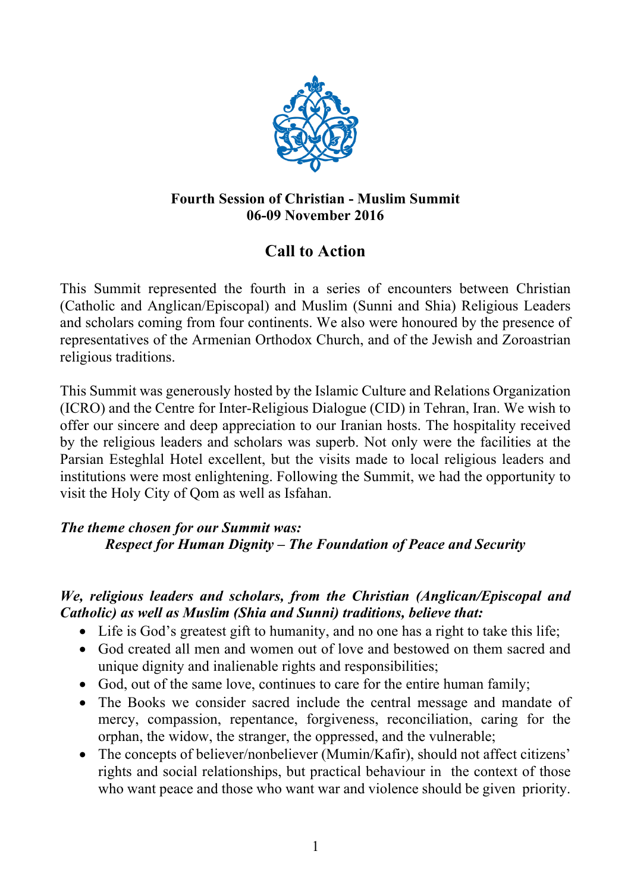**Fourth Session of Christian - Muslim Summit**
**06-09 November 2016**

# Call to Action

This Summit represented the fourth in a series of encounters between Christian (Catholic and Anglican/Episcopal) and Muslim (Sunni and Shia) Religious Leaders and scholars coming from four continents. We also were honoured by the presence of representatives of the Armenian Orthodox Church, and of the Jewish and Zoroastrian religious traditions.

This Summit was generously hosted by the Islamic Culture and Relations Organization (ICRO) and the Centre for Inter-Religious Dialogue (CID) in Tehran, Iran. We wish to offer our sincere and deep appreciation to our Iranian hosts. The hospitality received by the religious leaders and scholars was superb. Not only were the facilities at the Parsian Esteghlal Hotel excellent, but the visits made to local religious leaders and institutions were most enlightening. Following the Summit, we had the opportunity to visit the Holy City of Qom as well as Isfahan.

***The theme chosen for our Summit was:***
***Respect for Human Dignity – The Foundation of Peace and Security***

***We, religious leaders and scholars, from the Christian (Anglican/Episcopal and Catholic) as well as Muslim (Shia and Sunni) traditions, believe that:***

- Life is God's greatest gift to humanity, and no one has a right to take this life;
- God created all men and women out of love and bestowed on them sacred and unique dignity and inalienable rights and responsibilities;
- God, out of the same love, continues to care for the entire human family;
- The Books we consider sacred include the central message and mandate of mercy, compassion, repentance, forgiveness, reconciliation, caring for the orphan, the widow, the stranger, the oppressed, and the vulnerable;
- The concepts of believer/nonbeliever (Mumin/Kafir), should not affect citizens' rights and social relationships, but practical behaviour in the context of those who want peace and those who want war and violence should be given priority.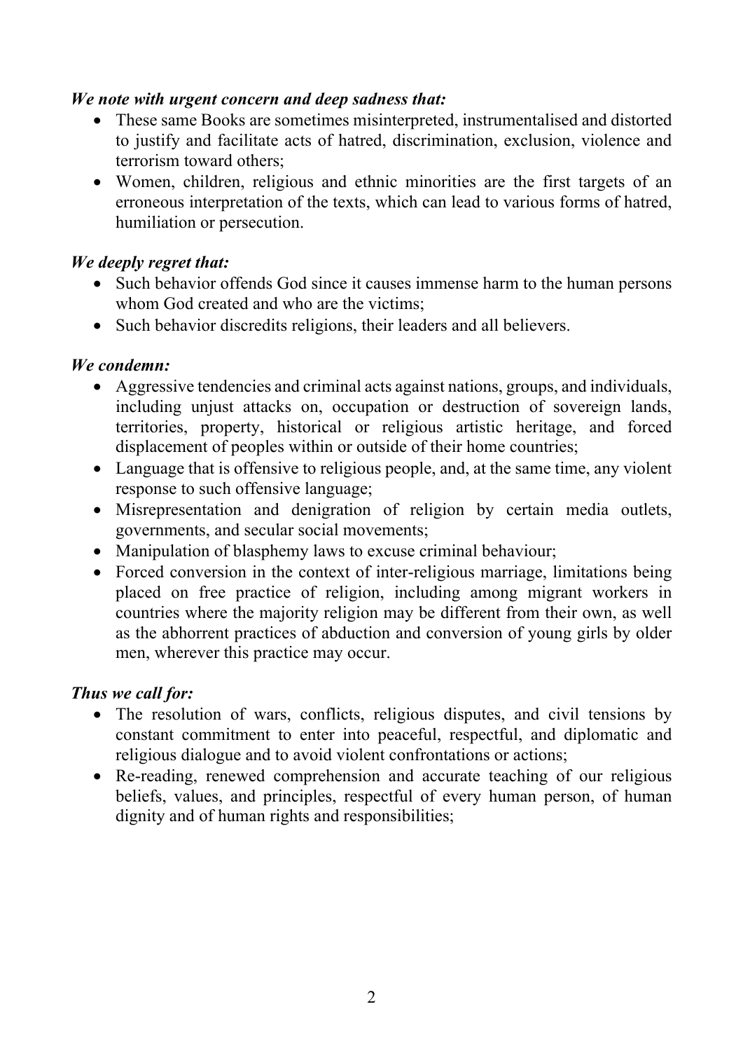***We note with urgent concern and deep sadness that:***

- These same Books are sometimes misinterpreted, instrumentalised and distorted to justify and facilitate acts of hatred, discrimination, exclusion, violence and terrorism toward others;
- Women, children, religious and ethnic minorities are the first targets of an erroneous interpretation of the texts, which can lead to various forms of hatred, humiliation or persecution.

***We deeply regret that:***

- Such behavior offends God since it causes immense harm to the human persons whom God created and who are the victims;
- Such behavior discredits religions, their leaders and all believers.

***We condemn:***

- Aggressive tendencies and criminal acts against nations, groups, and individuals, including unjust attacks on, occupation or destruction of sovereign lands, territories, property, historical or religious artistic heritage, and forced displacement of peoples within or outside of their home countries;
- Language that is offensive to religious people, and, at the same time, any violent response to such offensive language;
- Misrepresentation and denigration of religion by certain media outlets, governments, and secular social movements;
- Manipulation of blasphemy laws to excuse criminal behaviour;
- Forced conversion in the context of inter-religious marriage, limitations being placed on free practice of religion, including among migrant workers in countries where the majority religion may be different from their own, as well as the abhorrent practices of abduction and conversion of young girls by older men, wherever this practice may occur.

***Thus we call for:***

- The resolution of wars, conflicts, religious disputes, and civil tensions by constant commitment to enter into peaceful, respectful, and diplomatic and religious dialogue and to avoid violent confrontations or actions;
- Re-reading, renewed comprehension and accurate teaching of our religious beliefs, values, and principles, respectful of every human person, of human dignity and of human rights and responsibilities;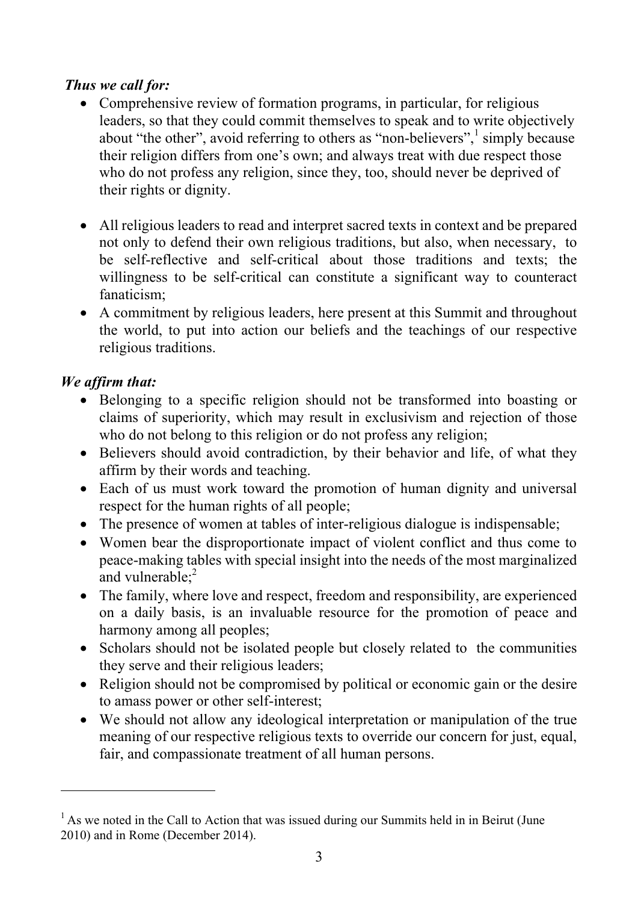***Thus we call for:***

- Comprehensive review of formation programs, in particular, for religious leaders, so that they could commit themselves to speak and to write objectively about "the other", avoid referring to others as "non-believers",[1] simply because their religion differs from one's own; and always treat with due respect those who do not profess any religion, since they, too, should never be deprived of their rights or dignity.

- All religious leaders to read and interpret sacred texts in context and be prepared not only to defend their own religious traditions, but also, when necessary, to be self-reflective and self-critical about those traditions and texts; the willingness to be self-critical can constitute a significant way to counteract fanaticism;
- A commitment by religious leaders, here present at this Summit and throughout the world, to put into action our beliefs and the teachings of our respective religious traditions.

***We affirm that:***

- Belonging to a specific religion should not be transformed into boasting or claims of superiority, which may result in exclusivism and rejection of those who do not belong to this religion or do not profess any religion;
- Believers should avoid contradiction, by their behavior and life, of what they affirm by their words and teaching.
- Each of us must work toward the promotion of human dignity and universal respect for the human rights of all people;
- The presence of women at tables of inter-religious dialogue is indispensable;
- Women bear the disproportionate impact of violent conflict and thus come to peace-making tables with special insight into the needs of the most marginalized and vulnerable;[2]
- The family, where love and respect, freedom and responsibility, are experienced on a daily basis, is an invaluable resource for the promotion of peace and harmony among all peoples;
- Scholars should not be isolated people but closely related to the communities they serve and their religious leaders;
- Religion should not be compromised by political or economic gain or the desire to amass power or other self-interest;
- We should not allow any ideological interpretation or manipulation of the true meaning of our respective religious texts to override our concern for just, equal, fair, and compassionate treatment of all human persons.

---

[1] As we noted in the Call to Action that was issued during our Summits held in in Beirut (June 2010) and in Rome (December 2014).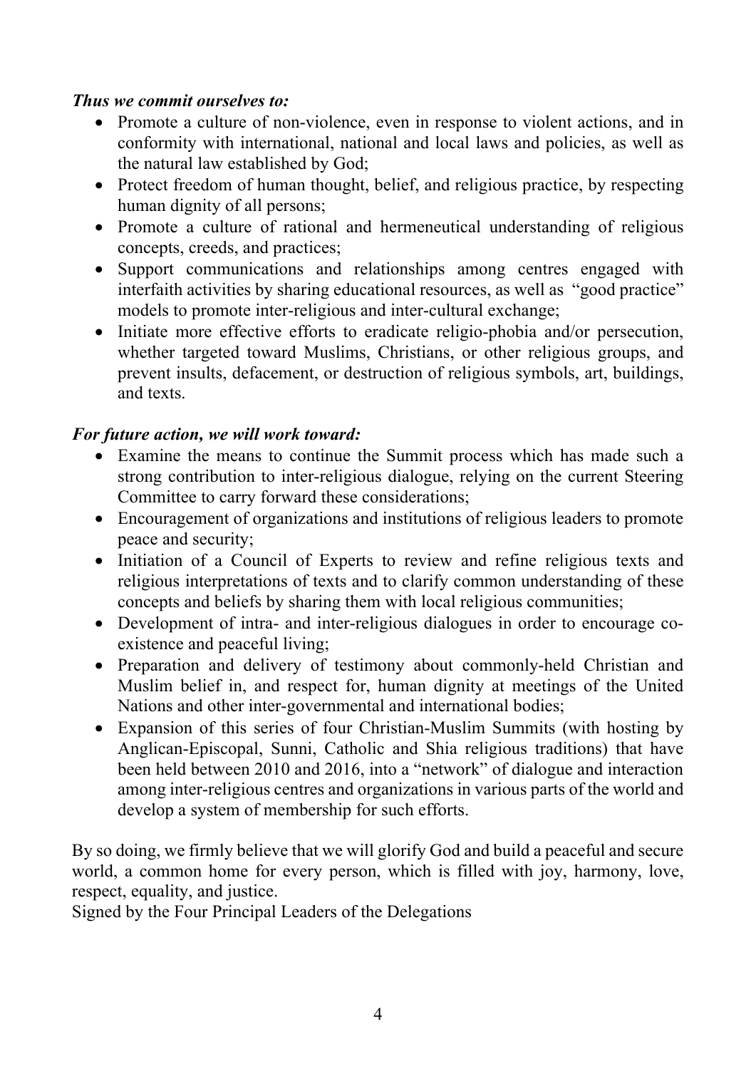***Thus we commit ourselves to:***

- Promote a culture of non-violence, even in response to violent actions, and in conformity with international, national and local laws and policies, as well as the natural law established by God;
- Protect freedom of human thought, belief, and religious practice, by respecting human dignity of all persons;
- Promote a culture of rational and hermeneutical understanding of religious concepts, creeds, and practices;
- Support communications and relationships among centres engaged with interfaith activities by sharing educational resources, as well as "good practice" models to promote inter-religious and inter-cultural exchange;
- Initiate more effective efforts to eradicate religio-phobia and/or persecution, whether targeted toward Muslims, Christians, or other religious groups, and prevent insults, defacement, or destruction of religious symbols, art, buildings, and texts.

***For future action, we will work toward:***

- Examine the means to continue the Summit process which has made such a strong contribution to inter-religious dialogue, relying on the current Steering Committee to carry forward these considerations;
- Encouragement of organizations and institutions of religious leaders to promote peace and security;
- Initiation of a Council of Experts to review and refine religious texts and religious interpretations of texts and to clarify common understanding of these concepts and beliefs by sharing them with local religious communities;
- Development of intra- and inter-religious dialogues in order to encourage co-existence and peaceful living;
- Preparation and delivery of testimony about commonly-held Christian and Muslim belief in, and respect for, human dignity at meetings of the United Nations and other inter-governmental and international bodies;
- Expansion of this series of four Christian-Muslim Summits (with hosting by Anglican-Episcopal, Sunni, Catholic and Shia religious traditions) that have been held between 2010 and 2016, into a "network" of dialogue and interaction among inter-religious centres and organizations in various parts of the world and develop a system of membership for such efforts.

By so doing, we firmly believe that we will glorify God and build a peaceful and secure world, a common home for every person, which is filled with joy, harmony, love, respect, equality, and justice.

Signed by the Four Principal Leaders of the Delegations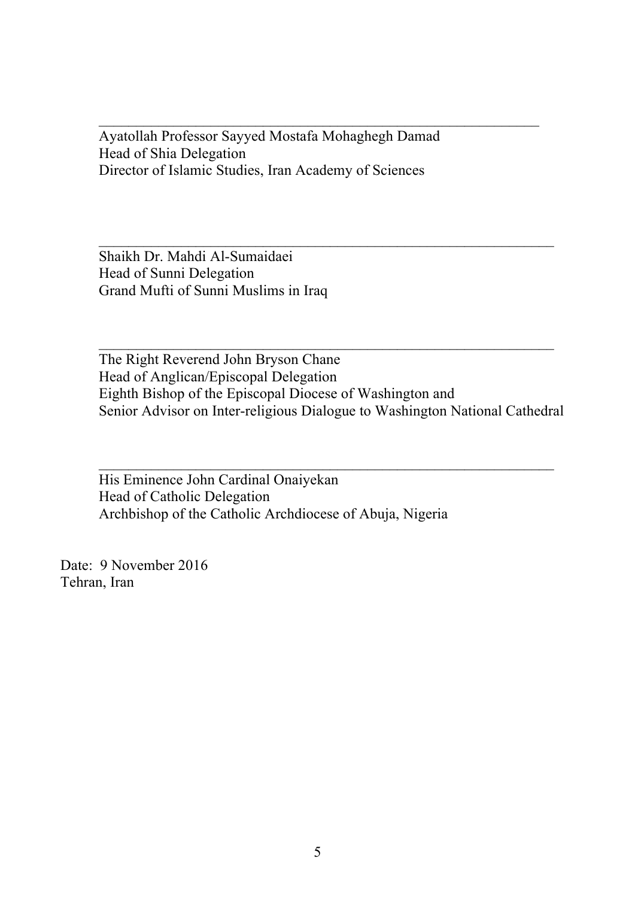\_\_\_\_\_\_\_\_\_\_\_\_\_\_\_\_\_\_\_\_\_\_\_\_\_\_\_\_\_\_\_\_\_\_\_\_\_\_\_\_\_\_\_\_\_\_\_\_\_\_\_\_\_\_\_\_\_\_

Ayatollah Professor Sayyed Mostafa Mohaghegh Damad
Head of Shia Delegation
Director of Islamic Studies, Iran Academy of Sciences

\_\_\_\_\_\_\_\_\_\_\_\_\_\_\_\_\_\_\_\_\_\_\_\_\_\_\_\_\_\_\_\_\_\_\_\_\_\_\_\_\_\_\_\_\_\_\_\_\_\_\_\_\_\_\_\_\_\_

Shaikh Dr. Mahdi Al-Sumaidaei
Head of Sunni Delegation
Grand Mufti of Sunni Muslims in Iraq

\_\_\_\_\_\_\_\_\_\_\_\_\_\_\_\_\_\_\_\_\_\_\_\_\_\_\_\_\_\_\_\_\_\_\_\_\_\_\_\_\_\_\_\_\_\_\_\_\_\_\_\_\_\_\_\_\_\_

The Right Reverend John Bryson Chane
Head of Anglican/Episcopal Delegation
Eighth Bishop of the Episcopal Diocese of Washington and
Senior Advisor on Inter-religious Dialogue to Washington National Cathedral

\_\_\_\_\_\_\_\_\_\_\_\_\_\_\_\_\_\_\_\_\_\_\_\_\_\_\_\_\_\_\_\_\_\_\_\_\_\_\_\_\_\_\_\_\_\_\_\_\_\_\_\_\_\_\_\_\_\_

His Eminence John Cardinal Onaiyekan
Head of Catholic Delegation
Archbishop of the Catholic Archdiocese of Abuja, Nigeria

Date: 9 November 2016
Tehran, Iran